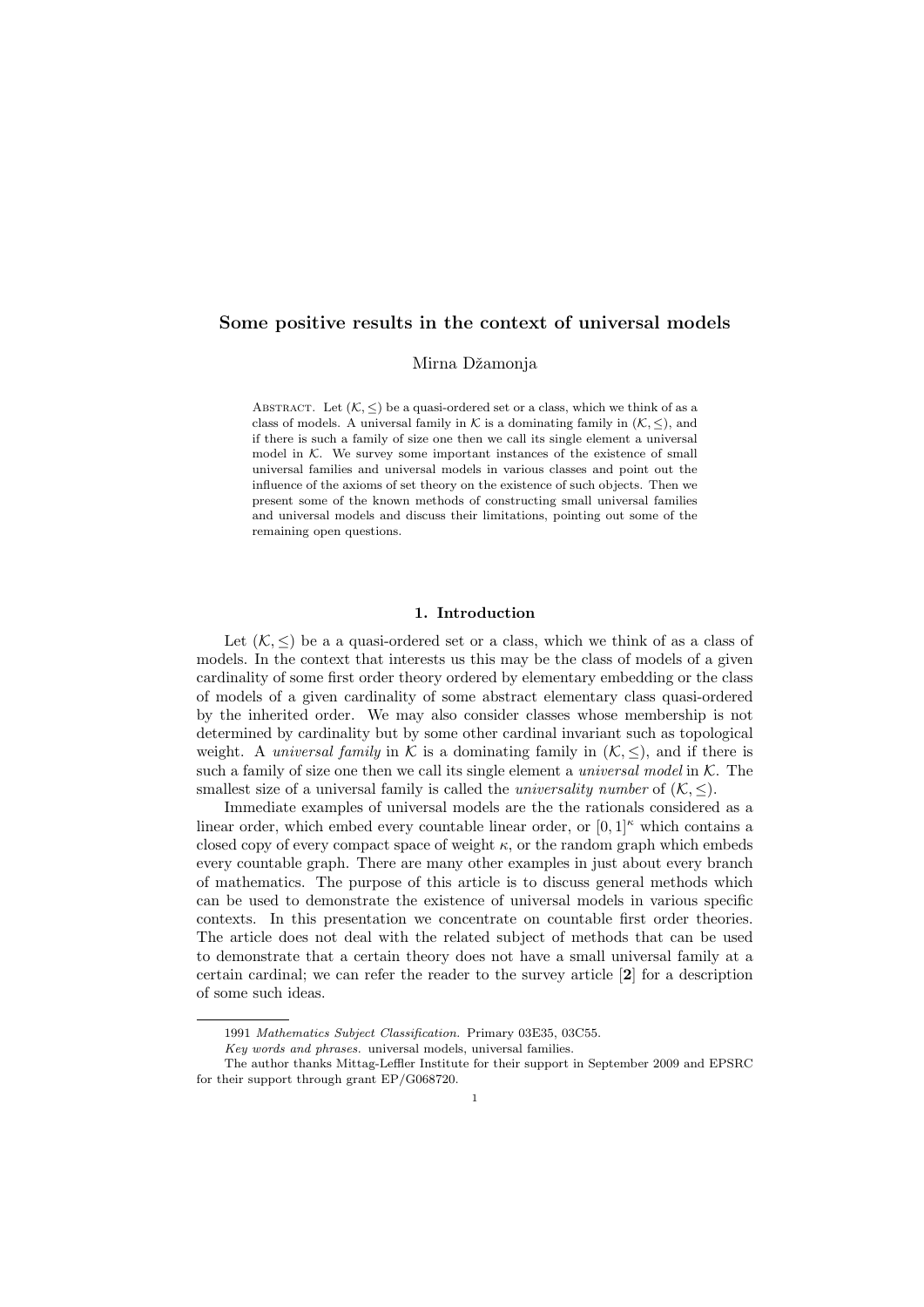# Some positive results in the context of universal models

Mirna Džamonja

ABSTRACT. Let $(\mathcal{K}, \leq)$ be a quasi-ordered set or a class, which we think of as a class of models. A universal family in $\mathcal{K}$ is a dominating family in $(\mathcal{K}, \leq)$, and if there is such a family of size one then we call its single element a universal model in $\mathcal{K}$. We survey some important instances of the existence of small universal families and universal models in various classes and point out the influence of the axioms of set theory on the existence of such objects. Then we present some of the known methods of constructing small universal families and universal models and discuss their limitations, pointing out some of the remaining open questions.

## 1. Introduction

Let $(\mathcal{K}, \leq)$ be a a quasi-ordered set or a class, which we think of as a class of models. In the context that interests us this may be the class of models of a given cardinality of some first order theory ordered by elementary embedding or the class of models of a given cardinality of some abstract elementary class quasi-ordered by the inherited order. We may also consider classes whose membership is not determined by cardinality but by some other cardinal invariant such as topological weight. A *universal family* in $\mathcal{K}$ is a dominating family in $(\mathcal{K}, \leq)$, and if there is such a family of size one then we call its single element a *universal model* in $\mathcal{K}$. The smallest size of a universal family is called the *universality number* of $(\mathcal{K}, \leq)$.

Immediate examples of universal models are the the rationals considered as a linear order, which embed every countable linear order, or $[0, 1]^\kappa$ which contains a closed copy of every compact space of weight $\kappa$, or the random graph which embeds every countable graph. There are many other examples in just about every branch of mathematics. The purpose of this article is to discuss general methods which can be used to demonstrate the existence of universal models in various specific contexts. In this presentation we concentrate on countable first order theories. The article does not deal with the related subject of methods that can be used to demonstrate that a certain theory does not have a small universal family at a certain cardinal; we can refer the reader to the survey article [**2**] for a description of some such ideas.

---

1991 *Mathematics Subject Classification.* Primary 03E35, 03C55.

*Key words and phrases.* universal models, universal families.

The author thanks Mittag-Leffler Institute for their support in September 2009 and EPSRC for their support through grant EP/G068720.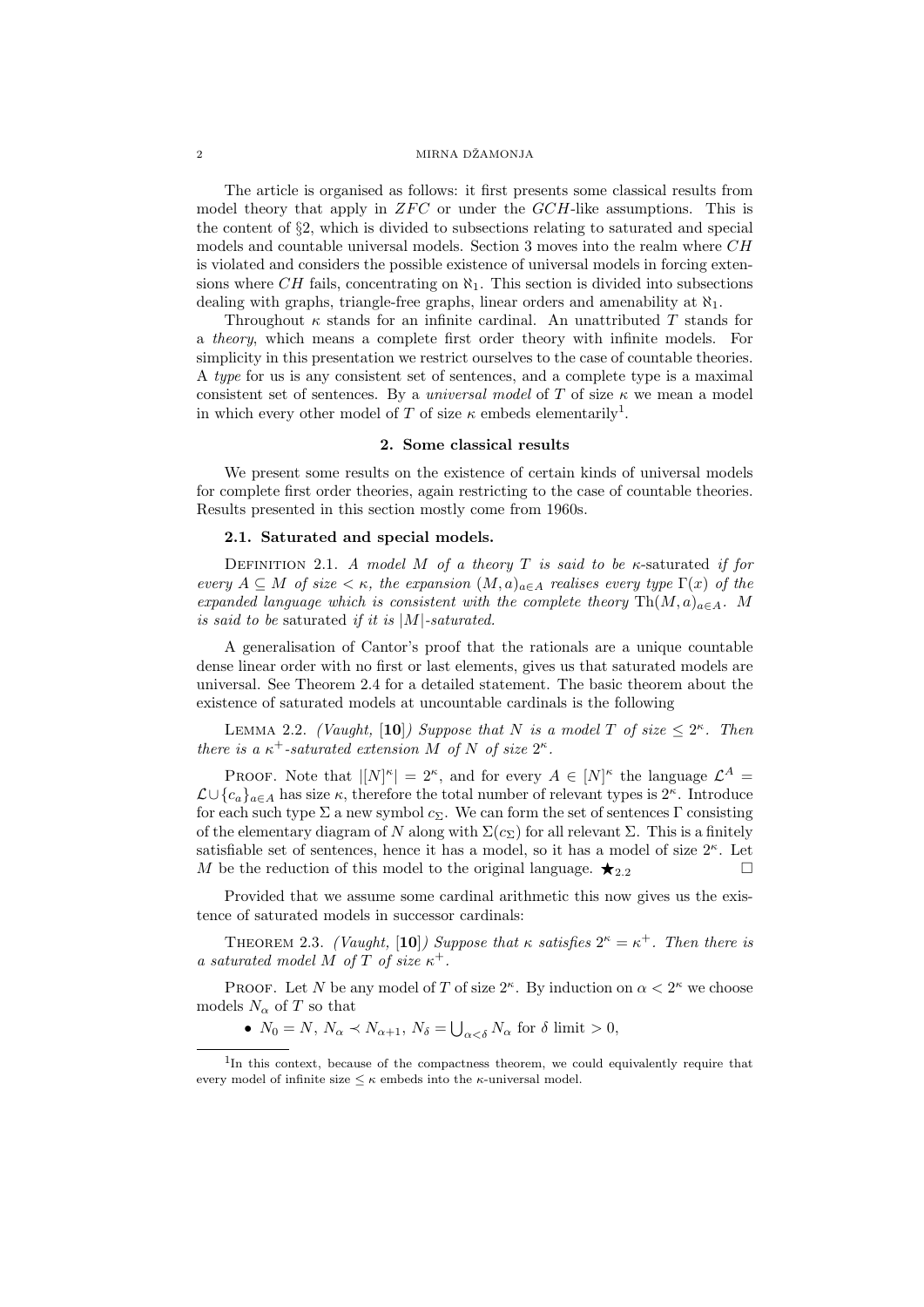The article is organised as follows: it first presents some classical results from model theory that apply in $ZFC$ or under the $GCH$-like assumptions. This is the content of §2, which is divided to subsections relating to saturated and special models and countable universal models. Section 3 moves into the realm where $CH$ is violated and considers the possible existence of universal models in forcing extensions where $CH$ fails, concentrating on $\aleph_1$. This section is divided into subsections dealing with graphs, triangle-free graphs, linear orders and amenability at $\aleph_1$.

Throughout $\kappa$ stands for an infinite cardinal. An unattributed $T$ stands for a *theory*, which means a complete first order theory with infinite models. For simplicity in this presentation we restrict ourselves to the case of countable theories. A *type* for us is any consistent set of sentences, and a complete type is a maximal consistent set of sentences. By a *universal model* of $T$ of size $\kappa$ we mean a model in which every other model of $T$ of size $\kappa$ embeds elementarily[1].

## 2. Some classical results

We present some results on the existence of certain kinds of universal models for complete first order theories, again restricting to the case of countable theories. Results presented in this section mostly come from 1960s.

### 2.1. Saturated and special models.

Definition 2.1. *A model $M$ of a theory $T$ is said to be $\kappa$-saturated if for every $A \subseteq M$ of size $< \kappa$, the expansion $(M, a)_{a \in A}$ realises every type $\Gamma(x)$ of the expanded language which is consistent with the complete theory $\mathrm{Th}(M, a)_{a \in A}$. $M$ is said to be saturated if it is $|M|$-saturated.*

A generalisation of Cantor's proof that the rationals are a unique countable dense linear order with no first or last elements, gives us that saturated models are universal. See Theorem 2.4 for a detailed statement. The basic theorem about the existence of saturated models at uncountable cardinals is the following

Lemma 2.2. *(Vaught, [**10**]) Suppose that $N$ is a model $T$ of size $\le 2^\kappa$. Then there is a $\kappa^+$-saturated extension $M$ of $N$ of size $2^\kappa$.*

Proof. Note that $|[N]^\kappa| = 2^\kappa$, and for every $A \in [N]^\kappa$ the language $\mathcal{L}^A = \mathcal{L} \cup \{c_a\}_{a \in A}$ has size $\kappa$, therefore the total number of relevant types is $2^\kappa$. Introduce for each such type $\Sigma$ a new symbol $c_\Sigma$. We can form the set of sentences $\Gamma$ consisting of the elementary diagram of $N$ along with $\Sigma(c_\Sigma)$ for all relevant $\Sigma$. This is a finitely satisfiable set of sentences, hence it has a model, so it has a model of size $2^\kappa$. Let $M$ be the reduction of this model to the original language. $\bigstar_{2.2}$ $\square$

Provided that we assume some cardinal arithmetic this now gives us the existence of saturated models in successor cardinals:

Theorem 2.3. *(Vaught, [**10**]) Suppose that $\kappa$ satisfies $2^\kappa = \kappa^+$. Then there is a saturated model $M$ of $T$ of size $\kappa^+$.*

Proof. Let $N$ be any model of $T$ of size $2^\kappa$. By induction on $\alpha < 2^\kappa$ we choose models $N_\alpha$ of $T$ so that

- $N_0 = N$, $N_\alpha \prec N_{\alpha+1}$, $N_\delta = \bigcup_{\alpha<\delta} N_\alpha$ for $\delta$ limit $> 0$,

[1] In this context, because of the compactness theorem, we could equivalently require that every model of infinite size $\le \kappa$ embeds into the $\kappa$-universal model.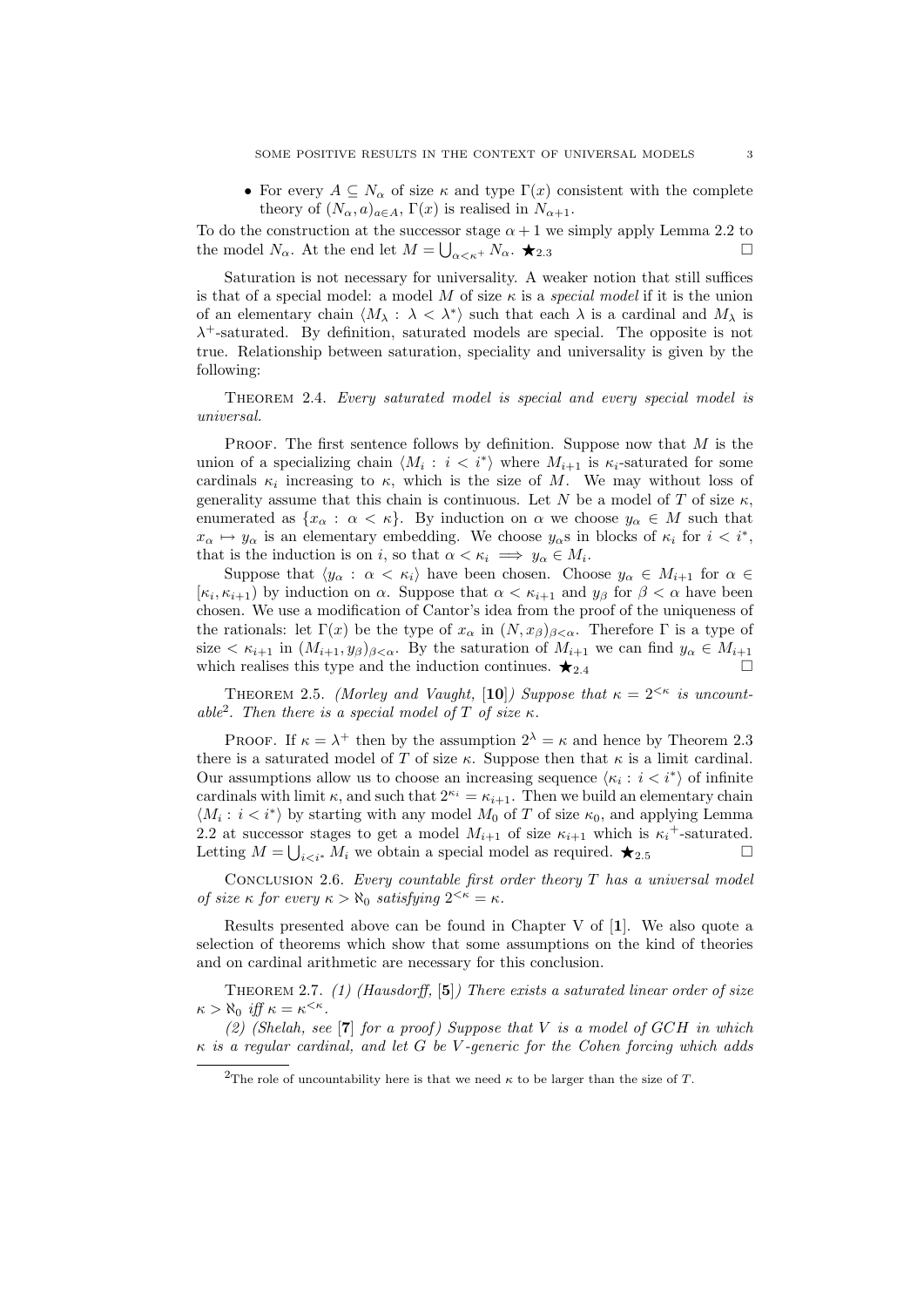- For every $A \subseteq N_\alpha$ of size $\kappa$ and type $\Gamma(x)$ consistent with the complete theory of $(N_\alpha, a)_{a \in A}$, $\Gamma(x)$ is realised in $N_{\alpha+1}$.

To do the construction at the successor stage $\alpha + 1$ we simply apply Lemma 2.2 to the model $N_\alpha$. At the end let $M = \bigcup_{\alpha<\kappa^+} N_\alpha$. $\bigstar_{2.3}$ $\square$

Saturation is not necessary for universality. A weaker notion that still suffices is that of a special model: a model $M$ of size $\kappa$ is a *special model* if it is the union of an elementary chain $\langle M_\lambda : \lambda < \lambda^* \rangle$ such that each $\lambda$ is a cardinal and $M_\lambda$ is $\lambda^+$-saturated. By definition, saturated models are special. The opposite is not true. Relationship between saturation, speciality and universality is given by the following:

Theorem 2.4. *Every saturated model is special and every special model is universal.*

Proof. The first sentence follows by definition. Suppose now that $M$ is the union of a specializing chain $\langle M_i : i < i^* \rangle$ where $M_{i+1}$ is $\kappa_i$-saturated for some cardinals $\kappa_i$ increasing to $\kappa$, which is the size of $M$. We may without loss of generality assume that this chain is continuous. Let $N$ be a model of $T$ of size $\kappa$, enumerated as $\{x_\alpha : \alpha < \kappa\}$. By induction on $\alpha$ we choose $y_\alpha \in M$ such that $x_\alpha \mapsto y_\alpha$ is an elementary embedding. We choose $y_\alpha$s in blocks of $\kappa_i$ for $i < i^*$, that is the induction is on $i$, so that $\alpha < \kappa_i \implies y_\alpha \in M_i$.

Suppose that $\langle y_\alpha : \alpha < \kappa_i \rangle$ have been chosen. Choose $y_\alpha \in M_{i+1}$ for $\alpha \in [\kappa_i, \kappa_{i+1})$ by induction on $\alpha$. Suppose that $\alpha < \kappa_{i+1}$ and $y_\beta$ for $\beta < \alpha$ have been chosen. We use a modification of Cantor's idea from the proof of the uniqueness of the rationals: let $\Gamma(x)$ be the type of $x_\alpha$ in $(N, x_\beta)_{\beta<\alpha}$. Therefore $\Gamma$ is a type of size $< \kappa_{i+1}$ in $(M_{i+1}, y_\beta)_{\beta<\alpha}$. By the saturation of $M_{i+1}$ we can find $y_\alpha \in M_{i+1}$ which realises this type and the induction continues. $\bigstar_{2.4}$ $\square$

Theorem 2.5. *(Morley and Vaught, [**10**]) Suppose that $\kappa = 2^{<\kappa}$ is uncountable*[2]*. Then there is a special model of $T$ of size $\kappa$.*

Proof. If $\kappa = \lambda^+$ then by the assumption $2^\lambda = \kappa$ and hence by Theorem 2.3 there is a saturated model of $T$ of size $\kappa$. Suppose then that $\kappa$ is a limit cardinal. Our assumptions allow us to choose an increasing sequence $\langle \kappa_i : i < i^* \rangle$ of infinite cardinals with limit $\kappa$, and such that $2^{\kappa_i} = \kappa_{i+1}$. Then we build an elementary chain $\langle M_i : i < i^* \rangle$ by starting with any model $M_0$ of $T$ of size $\kappa_0$, and applying Lemma 2.2 at successor stages to get a model $M_{i+1}$ of size $\kappa_{i+1}$ which is ${\kappa_i}^+$-saturated. Letting $M = \bigcup_{i<i^*} M_i$ we obtain a special model as required. $\bigstar_{2.5}$ $\square$

Conclusion 2.6. *Every countable first order theory $T$ has a universal model of size $\kappa$ for every $\kappa > \aleph_0$ satisfying $2^{<\kappa} = \kappa$.*

Results presented above can be found in Chapter V of [**1**]. We also quote a selection of theorems which show that some assumptions on the kind of theories and on cardinal arithmetic are necessary for this conclusion.

Theorem 2.7. *(1) (Hausdorff, [**5**]) There exists a saturated linear order of size $\kappa > \aleph_0$ iff $\kappa = \kappa^{<\kappa}$.*

*(2) (Shelah, see [**7**] for a proof) Suppose that $V$ is a model of GCH in which $\kappa$ is a regular cardinal, and let $G$ be $V$-generic for the Cohen forcing which adds*

[2] The role of uncountability here is that we need $\kappa$ to be larger than the size of $T$.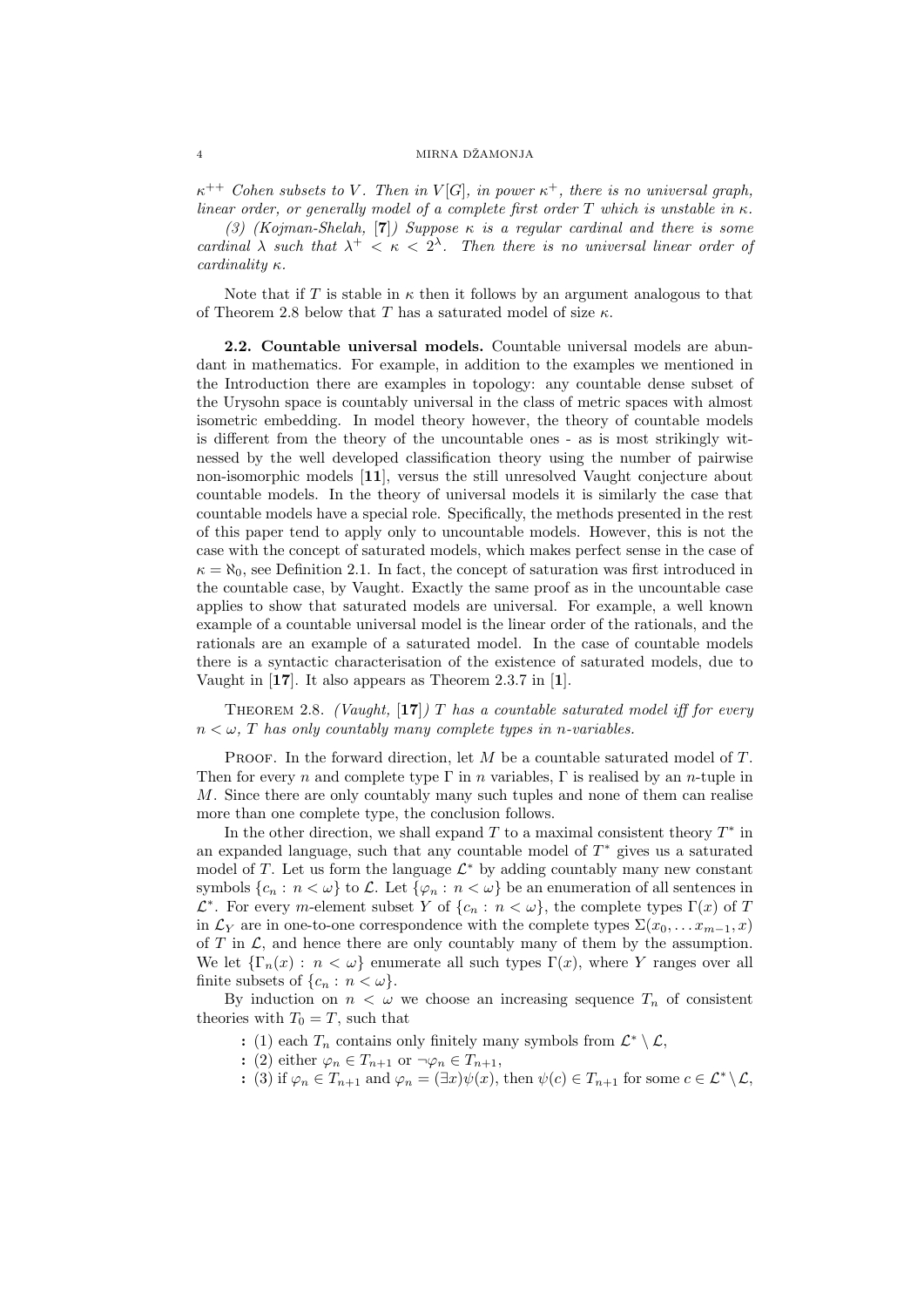*$\kappa^{++}$ Cohen subsets to $V$. Then in $V[G]$, in power $\kappa^+$, there is no universal graph, linear order, or generally model of a complete first order $T$ which is unstable in $\kappa$.*

*(3) (Kojman-Shelah, [**7**]) Suppose $\kappa$ is a regular cardinal and there is some cardinal $\lambda$ such that $\lambda^+ < \kappa < 2^\lambda$. Then there is no universal linear order of cardinality $\kappa$.*

Note that if $T$ is stable in $\kappa$ then it follows by an argument analogous to that of Theorem 2.8 below that $T$ has a saturated model of size $\kappa$.

**2.2. Countable universal models.** Countable universal models are abundant in mathematics. For example, in addition to the examples we mentioned in the Introduction there are examples in topology: any countable dense subset of the Urysohn space is countably universal in the class of metric spaces with almost isometric embedding. In model theory however, the theory of countable models is different from the theory of the uncountable ones - as is most strikingly witnessed by the well developed classification theory using the number of pairwise non-isomorphic models [**11**], versus the still unresolved Vaught conjecture about countable models. In the theory of universal models it is similarly the case that countable models have a special role. Specifically, the methods presented in the rest of this paper tend to apply only to uncountable models. However, this is not the case with the concept of saturated models, which makes perfect sense in the case of $\kappa = \aleph_0$, see Definition 2.1. In fact, the concept of saturation was first introduced in the countable case, by Vaught. Exactly the same proof as in the uncountable case applies to show that saturated models are universal. For example, a well known example of a countable universal model is the linear order of the rationals, and the rationals are an example of a saturated model. In the case of countable models there is a syntactic characterisation of the existence of saturated models, due to Vaught in [**17**]. It also appears as Theorem 2.3.7 in [**1**].

Theorem 2.8. *(Vaught, [**17**]) $T$ has a countable saturated model iff for every $n < \omega$, $T$ has only countably many complete types in $n$-variables.*

Proof. In the forward direction, let $M$ be a countable saturated model of $T$. Then for every $n$ and complete type $\Gamma$ in $n$ variables, $\Gamma$ is realised by an $n$-tuple in $M$. Since there are only countably many such tuples and none of them can realise more than one complete type, the conclusion follows.

In the other direction, we shall expand $T$ to a maximal consistent theory $T^*$ in an expanded language, such that any countable model of $T^*$ gives us a saturated model of $T$. Let us form the language $\mathcal{L}^*$ by adding countably many new constant symbols $\{c_n : n < \omega\}$ to $\mathcal{L}$. Let $\{\varphi_n : n < \omega\}$ be an enumeration of all sentences in $\mathcal{L}^*$. For every $m$-element subset $Y$ of $\{c_n : n < \omega\}$, the complete types $\Gamma(x)$ of $T$ in $\mathcal{L}_Y$ are in one-to-one correspondence with the complete types $\Sigma(x_0, \ldots x_{m-1}, x)$ of $T$ in $\mathcal{L}$, and hence there are only countably many of them by the assumption. We let $\{\Gamma_n(x) : n < \omega\}$ enumerate all such types $\Gamma(x)$, where $Y$ ranges over all finite subsets of $\{c_n : n < \omega\}$.

By induction on $n < \omega$ we choose an increasing sequence $T_n$ of consistent theories with $T_0 = T$, such that

- (1) each $T_n$ contains only finitely many symbols from $\mathcal{L}^* \setminus \mathcal{L}$,
- (2) either $\varphi_n \in T_{n+1}$ or $\neg\varphi_n \in T_{n+1}$,
- (3) if $\varphi_n \in T_{n+1}$ and $\varphi_n = (\exists x)\psi(x)$, then $\psi(c) \in T_{n+1}$ for some $c \in \mathcal{L}^* \setminus \mathcal{L}$,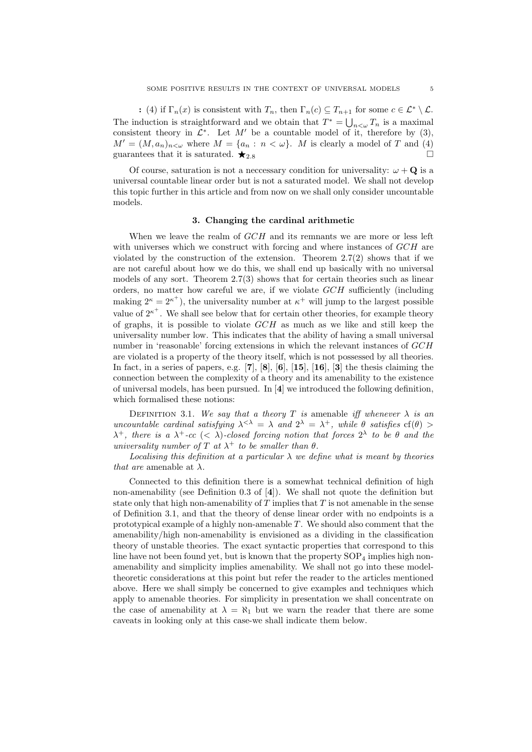**:** (4) if $\Gamma_n(x)$ is consistent with $T_n$, then $\Gamma_n(c) \subseteq T_{n+1}$ for some $c \in \mathcal{L}^* \setminus \mathcal{L}$.
The induction is straightforward and we obtain that $T^* = \bigcup_{n<\omega} T_n$ is a maximal consistent theory in $\mathcal{L}^*$. Let $M'$ be a countable model of it, therefore by (3), $M' = (M, a_n)_{n<\omega}$ where $M = \{a_n : n < \omega\}$. $M$ is clearly a model of $T$ and (4) guarantees that it is saturated. $\bigstar_{2.8}$ $\square$

Of course, saturation is not a neccessary condition for universality: $\omega + \mathbf{Q}$ is a universal countable linear order but is not a saturated model. We shall not develop this topic further in this article and from now on we shall only consider uncountable models.

## 3. Changing the cardinal arithmetic

When we leave the realm of $GCH$ and its remnants we are more or less left with universes which we construct with forcing and where instances of $GCH$ are violated by the construction of the extension. Theorem 2.7(2) shows that if we are not careful about how we do this, we shall end up basically with no universal models of any sort. Theorem 2.7(3) shows that for certain theories such as linear orders, no matter how careful we are, if we violate $GCH$ sufficiently (including making $2^\kappa = 2^{\kappa^+}$), the universality number at $\kappa^+$ will jump to the largest possible value of $2^{\kappa^+}$. We shall see below that for certain other theories, for example theory of graphs, it is possible to violate $GCH$ as much as we like and still keep the universality number low. This indicates that the ability of having a small universal number in 'reasonable' forcing extensions in which the relevant instances of $GCH$ are violated is a property of the theory itself, which is not possessed by all theories. In fact, in a series of papers, e.g. [**7**], [**8**], [**6**], [**15**], [**16**], [**3**] the thesis claiming the connection between the complexity of a theory and its amenability to the existence of universal models, has been pursued. In [**4**] we introduced the following definition, which formalised these notions:

Definition 3.1. *We say that a theory $T$ is* amenable *iff whenever $\lambda$ is an uncountable cardinal satisfying $\lambda^{<\lambda} = \lambda$ and $2^\lambda = \lambda^+$, while $\theta$ satisfies $\mathrm{cf}(\theta) > \lambda^+$, there is a $\lambda^+$-cc ($< \lambda$)-closed forcing notion that forces $2^\lambda$ to be $\theta$ and the universality number of $T$ at $\lambda^+$ to be smaller than $\theta$.*

*Localising this definition at a particular $\lambda$ we define what is meant by theories that are* amenable at $\lambda$.

Connected to this definition there is a somewhat technical definition of high non-amenability (see Definition 0.3 of [**4**]). We shall not quote the definition but state only that high non-amenability of $T$ implies that $T$ is not amenable in the sense of Definition 3.1, and that the theory of dense linear order with no endpoints is a prototypical example of a highly non-amenable $T$. We should also comment that the amenability/high non-amenability is envisioned as a dividing in the classification theory of unstable theories. The exact syntactic properties that correspond to this line have not been found yet, but is known that the property $\mathrm{SOP}_4$ implies high non-amenability and simplicity implies amenability. We shall not go into these model-theoretic considerations at this point but refer the reader to the articles mentioned above. Here we shall simply be concerned to give examples and techniques which apply to amenable theories. For simplicity in presentation we shall concentrate on the case of amenability at $\lambda = \aleph_1$ but we warn the reader that there are some caveats in looking only at this case-we shall indicate them below.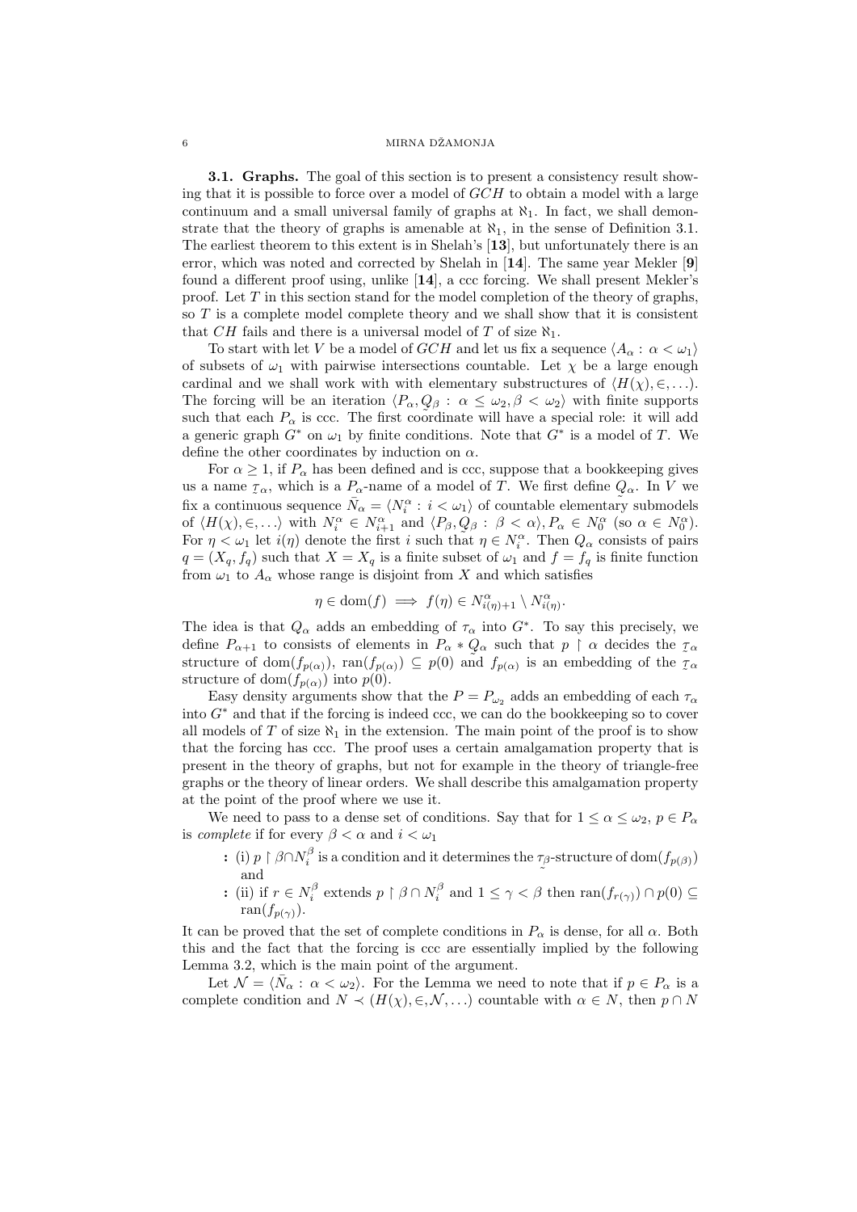**3.1. Graphs.** The goal of this section is to present a consistency result showing that it is possible to force over a model of $GCH$ to obtain a model with a large continuum and a small universal family of graphs at $\aleph_1$. In fact, we shall demonstrate that the theory of graphs is amenable at $\aleph_1$, in the sense of Definition 3.1. The earliest theorem to this extent is in Shelah's [**13**], but unfortunately there is an error, which was noted and corrected by Shelah in [**14**]. The same year Mekler [**9**] found a different proof using, unlike [**14**], a ccc forcing. We shall present Mekler's proof. Let $T$ in this section stand for the model completion of the theory of graphs, so $T$ is a complete model complete theory and we shall show that it is consistent that $CH$ fails and there is a universal model of $T$ of size $\aleph_1$.

To start with let $V$ be a model of $GCH$ and let us fix a sequence $\langle A_\alpha : \alpha < \omega_1\rangle$ of subsets of $\omega_1$ with pairwise intersections countable. Let $\chi$ be a large enough cardinal and we shall work with with elementary substructures of $\langle H(\chi), \in, \ldots\rangle$. The forcing will be an iteration $\langle P_\alpha, \underset{\sim}{Q}_\beta : \alpha \le \omega_2, \beta < \omega_2\rangle$ with finite supports such that each $P_\alpha$ is ccc. The first coordinate will have a special role: it will add a generic graph $G^*$ on $\omega_1$ by finite conditions. Note that $G^*$ is a model of $T$. We define the other coordinates by induction on $\alpha$.

For $\alpha \ge 1$, if $P_\alpha$ has been defined and is ccc, suppose that a bookkeeping gives us a name $\underset{\sim}{\tau}_\alpha$, which is a $P_\alpha$-name of a model of $T$. We first define $\underset{\sim}{Q}_\alpha$. In $V$ we fix a continuous sequence $\bar{N}_\alpha = \langle N^\alpha_i : i < \omega_1\rangle$ of countable elementary submodels of $\langle H(\chi), \in, \ldots\rangle$ with $N^\alpha_i \in N^\alpha_{i+1}$ and $\langle P_\beta, \underset{\sim}{Q}_\beta : \beta < \alpha\rangle, P_\alpha \in N^\alpha_0$ (so $\alpha \in N^\alpha_0$). For $\eta < \omega_1$ let $i(\eta)$ denote the first $i$ such that $\eta \in N^\alpha_i$. Then $Q_\alpha$ consists of pairs $q = (X_q, f_q)$ such that $X = X_q$ is a finite subset of $\omega_1$ and $f = f_q$ is finite function from $\omega_1$ to $A_\alpha$ whose range is disjoint from $X$ and which satisfies

$$\eta \in \mathrm{dom}(f) \implies f(\eta) \in N^\alpha_{i(\eta)+1} \setminus N^\alpha_{i(\eta)}.$$

The idea is that $Q_\alpha$ adds an embedding of $\tau_\alpha$ into $G^*$. To say this precisely, we define $P_{\alpha+1}$ to consists of elements in $P_\alpha * \underset{\sim}{Q}_\alpha$ such that $p \restriction \alpha$ decides the $\underset{\sim}{\tau}_\alpha$ structure of $\mathrm{dom}(f_{p(\alpha)})$, $\mathrm{ran}(f_{p(\alpha)}) \subseteq p(0)$ and $f_{p(\alpha)}$ is an embedding of the $\underset{\sim}{\tau}_\alpha$ structure of $\mathrm{dom}(f_{p(\alpha)})$ into $p(0)$.

Easy density arguments show that the $P = P_{\omega_2}$ adds an embedding of each $\tau_\alpha$ into $G^*$ and that if the forcing is indeed ccc, we can do the bookkeeping so to cover all models of $T$ of size $\aleph_1$ in the extension. The main point of the proof is to show that the forcing has ccc. The proof uses a certain amalgamation property that is present in the theory of graphs, but not for example in the theory of triangle-free graphs or the theory of linear orders. We shall describe this amalgamation property at the point of the proof where we use it.

We need to pass to a dense set of conditions. Say that for $1 \le \alpha \le \omega_2$, $p \in P_\alpha$ is *complete* if for every $\beta < \alpha$ and $i < \omega_1$

- **:** (i) $p \restriction \beta \cap N^\beta_i$ is a condition and it determines the $\underset{\sim}{\tau}_\beta$-structure of $\mathrm{dom}(f_{p(\beta)})$ and
- **:** (ii) if $r \in N^\beta_i$ extends $p \restriction \beta \cap N^\beta_i$ and $1 \le \gamma < \beta$ then $\mathrm{ran}(f_{r(\gamma)}) \cap p(0) \subseteq \mathrm{ran}(f_{p(\gamma)})$.

It can be proved that the set of complete conditions in $P_\alpha$ is dense, for all $\alpha$. Both this and the fact that the forcing is ccc are essentially implied by the following Lemma 3.2, which is the main point of the argument.

Let $\mathcal{N} = \langle \bar{N}_\alpha : \alpha < \omega_2\rangle$. For the Lemma we need to note that if $p \in P_\alpha$ is a complete condition and $N \prec (H(\chi), \in, \mathcal{N}, \ldots)$ countable with $\alpha \in N$, then $p \cap N$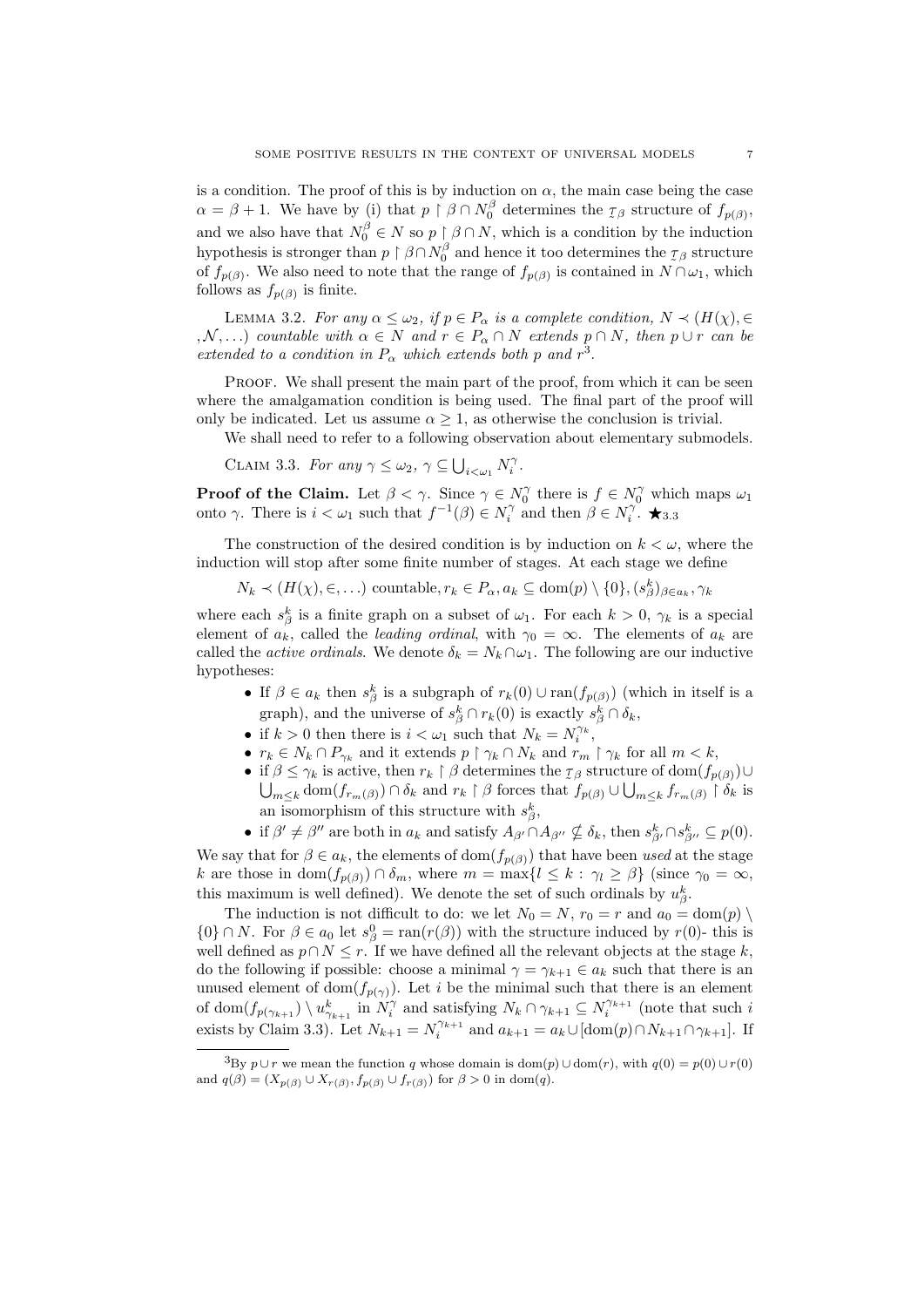is a condition. The proof of this is by induction on $\alpha$, the main case being the case $\alpha = \beta + 1$. We have by (i) that $p \restriction \beta \cap N_0^\beta$ determines the $\underset{\sim}{T}_\beta$ structure of $f_{p(\beta)}$, and we also have that $N_0^\beta \in N$ so $p \restriction \beta \cap N$, which is a condition by the induction hypothesis is stronger than $p \restriction \beta \cap N_0^\beta$ and hence it too determines the $\underset{\sim}{T}_\beta$ structure of $f_{p(\beta)}$. We also need to note that the range of $f_{p(\beta)}$ is contained in $N \cap \omega_1$, which follows as $f_{p(\beta)}$ is finite.

Lemma 3.2. *For any $\alpha \leq \omega_2$, if $p \in P_\alpha$ is a complete condition, $N \prec (H(\chi), \in, \mathcal{N}, \ldots)$ countable with $\alpha \in N$ and $r \in P_\alpha \cap N$ extends $p \cap N$, then $p \cup r$ can be extended to a condition in $P_\alpha$ which extends both $p$ and $r$*[3].

Proof. We shall present the main part of the proof, from which it can be seen where the amalgamation condition is being used. The final part of the proof will only be indicated. Let us assume $\alpha \geq 1$, as otherwise the conclusion is trivial.

We shall need to refer to a following observation about elementary submodels.

Claim 3.3. *For any $\gamma \leq \omega_2$, $\gamma \subseteq \bigcup_{i<\omega_1} N_i^\gamma$.*

**Proof of the Claim.** Let $\beta < \gamma$. Since $\gamma \in N_0^\gamma$ there is $f \in N_0^\gamma$ which maps $\omega_1$ onto $\gamma$. There is $i < \omega_1$ such that $f^{-1}(\beta) \in N_i^\gamma$ and then $\beta \in N_i^\gamma$. $\bigstar_{3.3}$

The construction of the desired condition is by induction on $k < \omega$, where the induction will stop after some finite number of stages. At each stage we define

$$N_k \prec (H(\chi), \in, \ldots) \text{ countable}, r_k \in P_\alpha, a_k \subseteq \mathrm{dom}(p) \setminus \{0\}, (s_\beta^k)_{\beta \in a_k}, \gamma_k$$

where each $s_\beta^k$ is a finite graph on a subset of $\omega_1$. For each $k > 0$, $\gamma_k$ is a special element of $a_k$, called the *leading ordinal*, with $\gamma_0 = \infty$. The elements of $a_k$ are called the *active ordinals*. We denote $\delta_k = N_k \cap \omega_1$. The following are our inductive hypotheses:

- If $\beta \in a_k$ then $s_\beta^k$ is a subgraph of $r_k(0) \cup \mathrm{ran}(f_{p(\beta)})$ (which in itself is a graph), and the universe of $s_\beta^k \cap r_k(0)$ is exactly $s_\beta^k \cap \delta_k$,
- if $k > 0$ then there is $i < \omega_1$ such that $N_k = N_i^{\gamma_k}$,
- $r_k \in N_k \cap P_{\gamma_k}$ and it extends $p \restriction \gamma_k \cap N_k$ and $r_m \restriction \gamma_k$ for all $m < k$,
- if $\beta \leq \gamma_k$ is active, then $r_k \restriction \beta$ determines the $\underset{\sim}{T}_\beta$ structure of $\mathrm{dom}(f_{p(\beta)}) \cup \bigcup_{m \leq k} \mathrm{dom}(f_{r_m(\beta)}) \cap \delta_k$ and $r_k \restriction \beta$ forces that $f_{p(\beta)} \cup \bigcup_{m \leq k} f_{r_m(\beta)} \restriction \delta_k$ is an isomorphism of this structure with $s_\beta^k$,
- if $\beta' \neq \beta''$ are both in $a_k$ and satisfy $A_{\beta'} \cap A_{\beta''} \nsubseteq \delta_k$, then $s_{\beta'}^k \cap s_{\beta''}^k \subseteq p(0)$.

We say that for $\beta \in a_k$, the elements of $\mathrm{dom}(f_{p(\beta)})$ that have been *used* at the stage $k$ are those in $\mathrm{dom}(f_{p(\beta)}) \cap \delta_m$, where $m = \max\{l \leq k : \gamma_l \geq \beta\}$ (since $\gamma_0 = \infty$, this maximum is well defined). We denote the set of such ordinals by $u_\beta^k$.

The induction is not difficult to do: we let $N_0 = N$, $r_0 = r$ and $a_0 = \mathrm{dom}(p) \setminus \{0\} \cap N$. For $\beta \in a_0$ let $s_\beta^0 = \mathrm{ran}(r(\beta))$ with the structure induced by $r(0)$- this is well defined as $p \cap N \leq r$. If we have defined all the relevant objects at the stage $k$, do the following if possible: choose a minimal $\gamma = \gamma_{k+1} \in a_k$ such that there is an unused element of $\mathrm{dom}(f_{p(\gamma)})$. Let $i$ be the minimal such that there is an element of $\mathrm{dom}(f_{p(\gamma_{k+1})}) \setminus u_{\gamma_{k+1}}^k$ in $N_i^\gamma$ and satisfying $N_k \cap \gamma_{k+1} \subseteq N_i^{\gamma_{k+1}}$ (note that such $i$ exists by Claim 3.3). Let $N_{k+1} = N_i^{\gamma_{k+1}}$ and $a_{k+1} = a_k \cup [\mathrm{dom}(p) \cap N_{k+1} \cap \gamma_{k+1}]$. If

[3] By $p \cup r$ we mean the function $q$ whose domain is $\mathrm{dom}(p) \cup \mathrm{dom}(r)$, with $q(0) = p(0) \cup r(0)$ and $q(\beta) = (X_{p(\beta)} \cup X_{r(\beta)}, f_{p(\beta)} \cup f_{r(\beta)})$ for $\beta > 0$ in $\mathrm{dom}(q)$.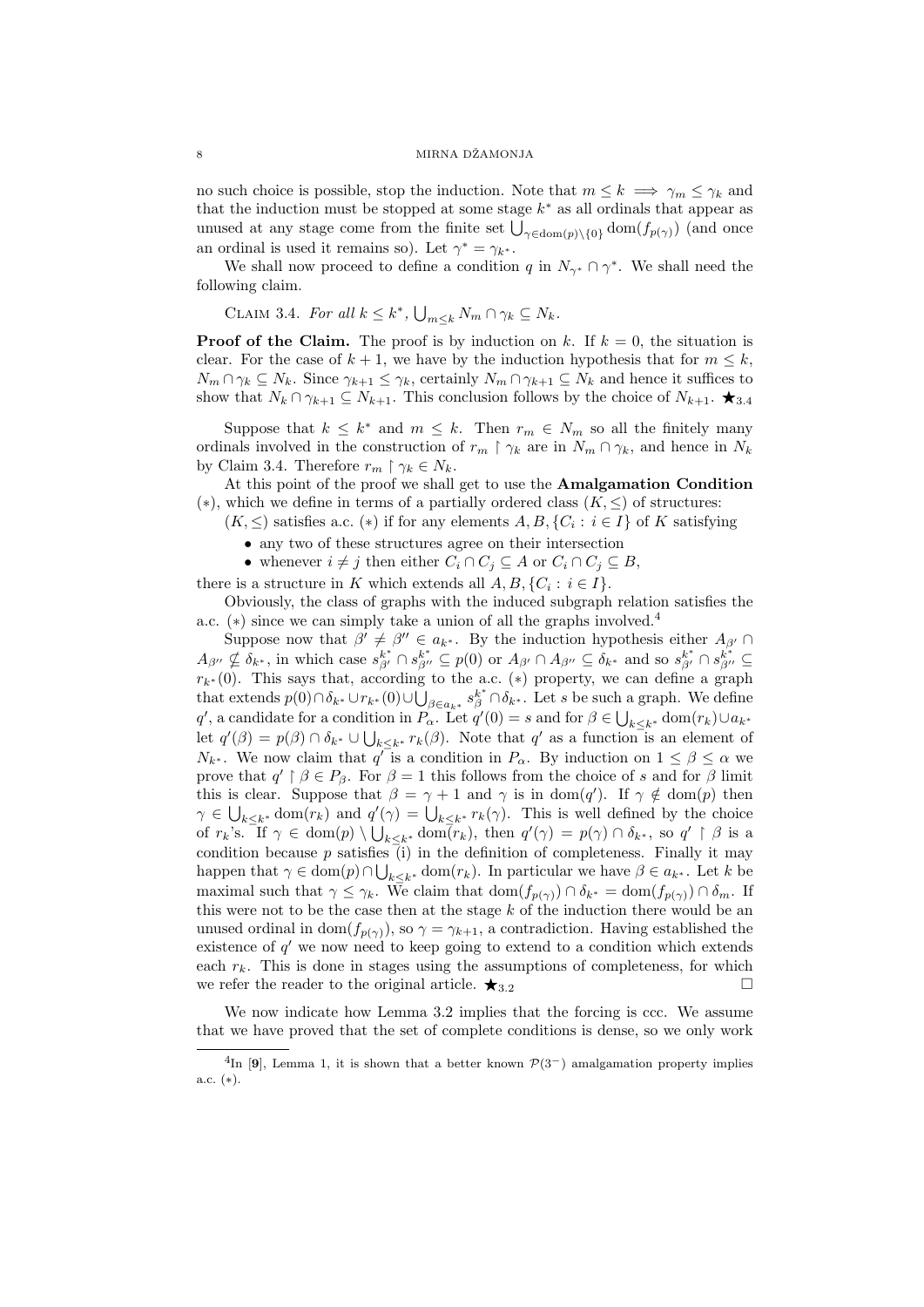no such choice is possible, stop the induction. Note that $m \leq k \implies \gamma_m \leq \gamma_k$ and that the induction must be stopped at some stage $k^*$ as all ordinals that appear as unused at any stage come from the finite set $\bigcup_{\gamma \in \mathrm{dom}(p) \setminus \{0\}} \mathrm{dom}(f_{p(\gamma)})$ (and once an ordinal is used it remains so). Let $\gamma^* = \gamma_{k^*}$.

We shall now proceed to define a condition $q$ in $N_{\gamma^*} \cap \gamma^*$. We shall need the following claim.

Claim 3.4. *For all $k \leq k^*$, $\bigcup_{m \leq k} N_m \cap \gamma_k \subseteq N_k$.*

**Proof of the Claim.** The proof is by induction on $k$. If $k = 0$, the situation is clear. For the case of $k+1$, we have by the induction hypothesis that for $m \leq k$, $N_m \cap \gamma_k \subseteq N_k$. Since $\gamma_{k+1} \leq \gamma_k$, certainly $N_m \cap \gamma_{k+1} \subseteq N_k$ and hence it suffices to show that $N_k \cap \gamma_{k+1} \subseteq N_{k+1}$. This conclusion follows by the choice of $N_{k+1}$. $\bigstar_{3.4}$

Suppose that $k \leq k^*$ and $m \leq k$. Then $r_m \in N_m$ so all the finitely many ordinals involved in the construction of $r_m \restriction \gamma_k$ are in $N_m \cap \gamma_k$, and hence in $N_k$ by Claim 3.4. Therefore $r_m \restriction \gamma_k \in N_k$.

At this point of the proof we shall get to use the **Amalgamation Condition** $(*)$, which we define in terms of a partially ordered class $(K, \leq)$ of structures:

$(K, \leq)$ satisfies a.c. $(*)$ if for any elements $A, B, \{C_i : i \in I\}$ of $K$ satisfying

- any two of these structures agree on their intersection
- whenever $i \neq j$ then either $C_i \cap C_j \subseteq A$ or $C_i \cap C_j \subseteq B$,

there is a structure in $K$ which extends all $A, B, \{C_i : i \in I\}$.

Obviously, the class of graphs with the induced subgraph relation satisfies the a.c. $(*)$ since we can simply take a union of all the graphs involved.[4]

Suppose now that $\beta' \neq \beta'' \in a_{k^*}$. By the induction hypothesis either $A_{\beta'} \cap A_{\beta''} \nsubseteq \delta_{k^*}$, in which case $s^{k^*}_{\beta'} \cap s^{k^*}_{\beta''} \subseteq p(0)$ or $A_{\beta'} \cap A_{\beta''} \subseteq \delta_{k^*}$ and so $s^{k^*}_{\beta'} \cap s^{k^*}_{\beta''} \subseteq r_{k^*}(0)$. This says that, according to the a.c. $(*)$ property, we can define a graph that extends $p(0) \cap \delta_{k^*} \cup r_{k^*}(0) \cup \bigcup_{\beta \in a_{k^*}} s^{k^*}_\beta \cap \delta_{k^*}$. Let $s$ be such a graph. We define $q'$, a candidate for a condition in $P_\alpha$. Let $q'(0) = s$ and for $\beta \in \bigcup_{k \leq k^*} \mathrm{dom}(r_k) \cup a_{k^*}$ let $q'(\beta) = p(\beta) \cap \delta_{k^*} \cup \bigcup_{k \leq k^*} r_k(\beta)$. Note that $q'$ as a function is an element of $N_{k^*}$. We now claim that $q'$ is a condition in $P_\alpha$. By induction on $1 \leq \beta \leq \alpha$ we prove that $q' \restriction \beta \in P_\beta$. For $\beta = 1$ this follows from the choice of $s$ and for $\beta$ limit this is clear. Suppose that $\beta = \gamma + 1$ and $\gamma$ is in $\mathrm{dom}(q')$. If $\gamma \notin \mathrm{dom}(p)$ then $\gamma \in \bigcup_{k \leq k^*} \mathrm{dom}(r_k)$ and $q'(\gamma) = \bigcup_{k \leq k^*} r_k(\gamma)$. This is well defined by the choice of $r_k$'s. If $\gamma \in \mathrm{dom}(p) \setminus \bigcup_{k \leq k^*} \mathrm{dom}(r_k)$, then $q'(\gamma) = p(\gamma) \cap \delta_{k^*}$, so $q' \restriction \beta$ is a condition because $p$ satisfies (i) in the definition of completeness. Finally it may happen that $\gamma \in \mathrm{dom}(p) \cap \bigcup_{k \leq k^*} \mathrm{dom}(r_k)$. In particular we have $\beta \in a_{k^*}$. Let $k$ be maximal such that $\gamma \leq \gamma_k$. We claim that $\mathrm{dom}(f_{p(\gamma)}) \cap \delta_{k^*} = \mathrm{dom}(f_{p(\gamma)}) \cap \delta_m$. If this were not to be the case then at the stage $k$ of the induction there would be an unused ordinal in $\mathrm{dom}(f_{p(\gamma)})$, so $\gamma = \gamma_{k+1}$, a contradiction. Having established the existence of $q'$ we now need to keep going to extend to a condition which extends each $r_k$. This is done in stages using the assumptions of completeness, for which we refer the reader to the original article. $\bigstar_{3.2}$ $\square$

We now indicate how Lemma 3.2 implies that the forcing is ccc. We assume that we have proved that the set of complete conditions is dense, so we only work

[4] In [**9**], Lemma 1, it is shown that a better known $\mathcal{P}(3^-)$ amalgamation property implies a.c. $(*)$.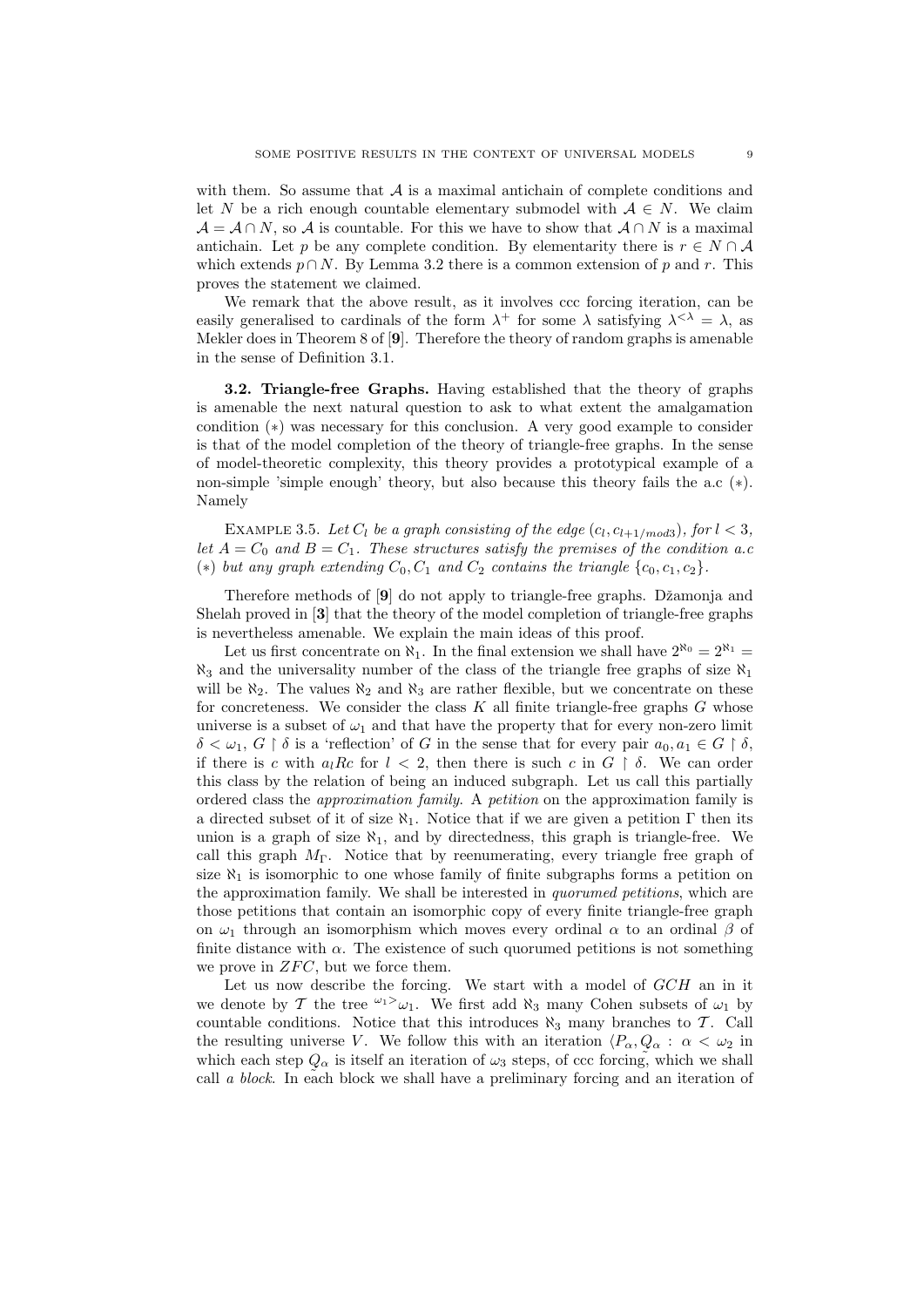with them. So assume that $\mathcal{A}$ is a maximal antichain of complete conditions and let $N$ be a rich enough countable elementary submodel with $\mathcal{A} \in N$. We claim $\mathcal{A} = \mathcal{A} \cap N$, so $\mathcal{A}$ is countable. For this we have to show that $\mathcal{A} \cap N$ is a maximal antichain. Let $p$ be any complete condition. By elementarity there is $r \in N \cap \mathcal{A}$ which extends $p \cap N$. By Lemma 3.2 there is a common extension of $p$ and $r$. This proves the statement we claimed.

We remark that the above result, as it involves ccc forcing iteration, can be easily generalised to cardinals of the form $\lambda^+$ for some $\lambda$ satisfying $\lambda^{<\lambda} = \lambda$, as Mekler does in Theorem 8 of [**9**]. Therefore the theory of random graphs is amenable in the sense of Definition 3.1.

**3.2. Triangle-free Graphs.** Having established that the theory of graphs is amenable the next natural question to ask to what extent the amalgamation condition $(*)$ was necessary for this conclusion. A very good example to consider is that of the model completion of the theory of triangle-free graphs. In the sense of model-theoretic complexity, this theory provides a prototypical example of a non-simple 'simple enough' theory, but also because this theory fails the a.c $(*)$. Namely

Example 3.5. *Let $C_l$ be a graph consisting of the edge $(c_l, c_{l+1/mod 3})$, for $l < 3$, let $A = C_0$ and $B = C_1$. These structures satisfy the premises of the condition a.c $(*)$ but any graph extending $C_0, C_1$ and $C_2$ contains the triangle $\{c_0, c_1, c_2\}$.*

Therefore methods of [**9**] do not apply to triangle-free graphs. Džamonja and Shelah proved in [**3**] that the theory of the model completion of triangle-free graphs is nevertheless amenable. We explain the main ideas of this proof.

Let us first concentrate on $\aleph_1$. In the final extension we shall have $2^{\aleph_0} = 2^{\aleph_1} = \aleph_3$ and the universality number of the class of the triangle free graphs of size $\aleph_1$ will be $\aleph_2$. The values $\aleph_2$ and $\aleph_3$ are rather flexible, but we concentrate on these for concreteness. We consider the class $K$ all finite triangle-free graphs $G$ whose universe is a subset of $\omega_1$ and that have the property that for every non-zero limit $\delta < \omega_1$, $G \restriction \delta$ is a 'reflection' of $G$ in the sense that for every pair $a_0, a_1 \in G \restriction \delta$, if there is $c$ with $a_l R c$ for $l < 2$, then there is such $c$ in $G \restriction \delta$. We can order this class by the relation of being an induced subgraph. Let us call this partially ordered class the *approximation family*. A *petition* on the approximation family is a directed subset of it of size $\aleph_1$. Notice that if we are given a petition $\Gamma$ then its union is a graph of size $\aleph_1$, and by directedness, this graph is triangle-free. We call this graph $M_\Gamma$. Notice that by reenumerating, every triangle free graph of size $\aleph_1$ is isomorphic to one whose family of finite subgraphs forms a petition on the approximation family. We shall be interested in *quorumed petitions*, which are those petitions that contain an isomorphic copy of every finite triangle-free graph on $\omega_1$ through an isomorphism which moves every ordinal $\alpha$ to an ordinal $\beta$ of finite distance with $\alpha$. The existence of such quorumed petitions is not something we prove in $ZFC$, but we force them.

Let us now describe the forcing. We start with a model of $GCH$ an in it we denote by $\mathcal{T}$ the tree ${}^{\omega_1 >}\omega_1$. We first add $\aleph_3$ many Cohen subsets of $\omega_1$ by countable conditions. Notice that this introduces $\aleph_3$ many branches to $\mathcal{T}$. Call the resulting universe $V$. We follow this with an iteration $\langle P_\alpha, \underset{\sim}{Q}_\alpha : \alpha < \omega_2$ in which each step $\underset{\sim}{Q}_\alpha$ is itself an iteration of $\omega_3$ steps, of ccc forcing, which we shall call *a block*. In each block we shall have a preliminary forcing and an iteration of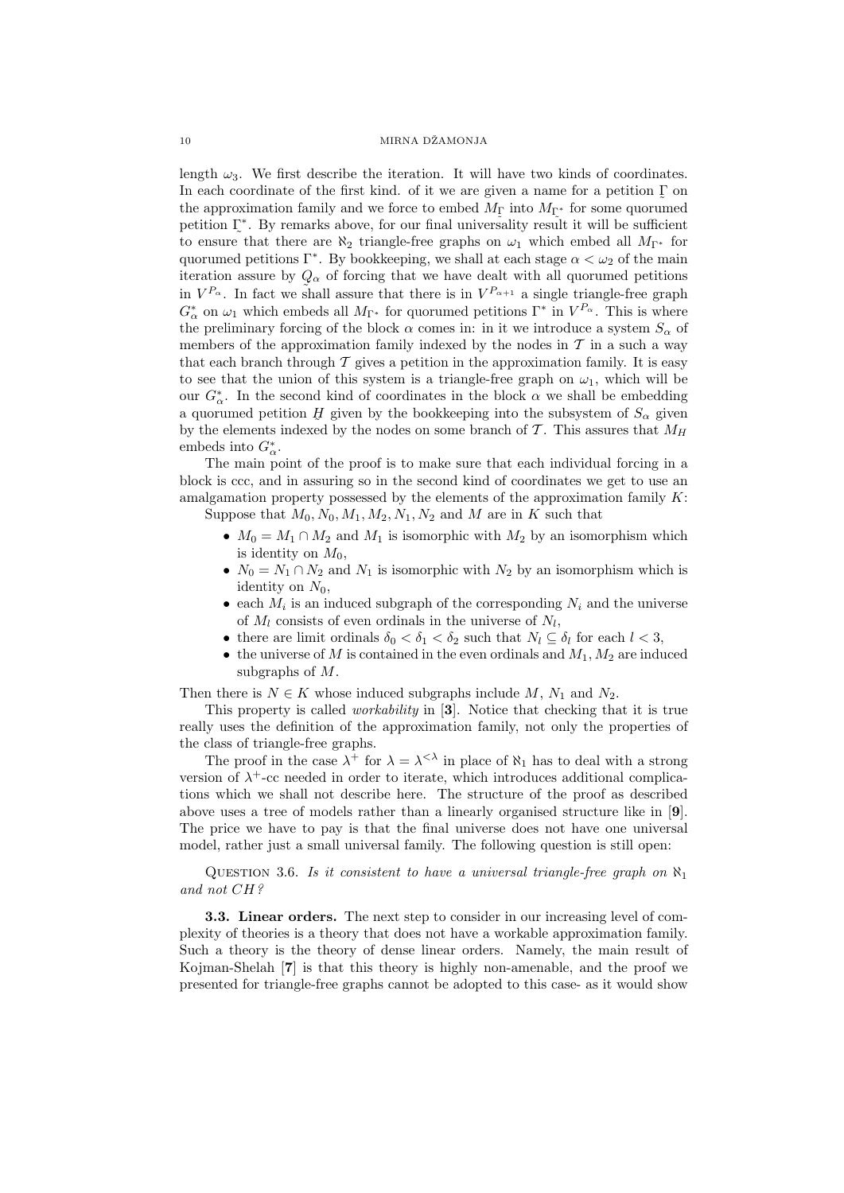length $\omega_3$. We first describe the iteration. It will have two kinds of coordinates. In each coordinate of the first kind. of it we are given a name for a petition $\underset{\sim}{\Gamma}$ on the approximation family and we force to embed $M_{\underset{\sim}{\Gamma}}$ into $M_{\underset{\sim}{\Gamma}^*}$ for some quorumed petition $\underset{\sim}{\Gamma}^*$. By remarks above, for our final universality result it will be sufficient to ensure that there are $\aleph_2$ triangle-free graphs on $\omega_1$ which embed all $M_{\Gamma^*}$ for quorumed petitions $\Gamma^*$. By bookkeeping, we shall at each stage $\alpha < \omega_2$ of the main iteration assure by $\underset{\sim}{Q}_\alpha$ of forcing that we have dealt with all quorumed petitions in $V^{P_\alpha}$. In fact we shall assure that there is in $V^{P_{\alpha+1}}$ a single triangle-free graph $G^*_\alpha$ on $\omega_1$ which embeds all $M_{\Gamma^*}$ for quorumed petitions $\Gamma^*$ in $V^{P_\alpha}$. This is where the preliminary forcing of the block $\alpha$ comes in: in it we introduce a system $S_\alpha$ of members of the approximation family indexed by the nodes in $\mathcal{T}$ in a such a way that each branch through $\mathcal{T}$ gives a petition in the approximation family. It is easy to see that the union of this system is a triangle-free graph on $\omega_1$, which will be our $G^*_\alpha$. In the second kind of coordinates in the block $\alpha$ we shall be embedding a quorumed petition $\underset{\sim}{H}$ given by the bookkeeping into the subsystem of $S_\alpha$ given by the elements indexed by the nodes on some branch of $\mathcal{T}$. This assures that $M_H$ embeds into $G^*_\alpha$.

The main point of the proof is to make sure that each individual forcing in a block is ccc, and in assuring so in the second kind of coordinates we get to use an amalgamation property possessed by the elements of the approximation family $K$:

Suppose that $M_0, N_0, M_1, M_2, N_1, N_2$ and $M$ are in $K$ such that

- $M_0 = M_1 \cap M_2$ and $M_1$ is isomorphic with $M_2$ by an isomorphism which is identity on $M_0$,
- $N_0 = N_1 \cap N_2$ and $N_1$ is isomorphic with $N_2$ by an isomorphism which is identity on $N_0$,
- each $M_i$ is an induced subgraph of the corresponding $N_i$ and the universe of $M_l$ consists of even ordinals in the universe of $N_l$,
- there are limit ordinals $\delta_0 < \delta_1 < \delta_2$ such that $N_l \subseteq \delta_l$ for each $l < 3$,
- the universe of $M$ is contained in the even ordinals and $M_1, M_2$ are induced subgraphs of $M$.

Then there is $N \in K$ whose induced subgraphs include $M$, $N_1$ and $N_2$.

This property is called *workability* in [**3**]. Notice that checking that it is true really uses the definition of the approximation family, not only the properties of the class of triangle-free graphs.

The proof in the case $\lambda^+$ for $\lambda = \lambda^{<\lambda}$ in place of $\aleph_1$ has to deal with a strong version of $\lambda^+$-cc needed in order to iterate, which introduces additional complications which we shall not describe here. The structure of the proof as described above uses a tree of models rather than a linearly organised structure like in [**9**]. The price we have to pay is that the final universe does not have one universal model, rather just a small universal family. The following question is still open:

Question 3.6. *Is it consistent to have a universal triangle-free graph on $\aleph_1$ and not CH?*

**3.3. Linear orders.** The next step to consider in our increasing level of complexity of theories is a theory that does not have a workable approximation family. Such a theory is the theory of dense linear orders. Namely, the main result of Kojman-Shelah [**7**] is that this theory is highly non-amenable, and the proof we presented for triangle-free graphs cannot be adopted to this case- as it would show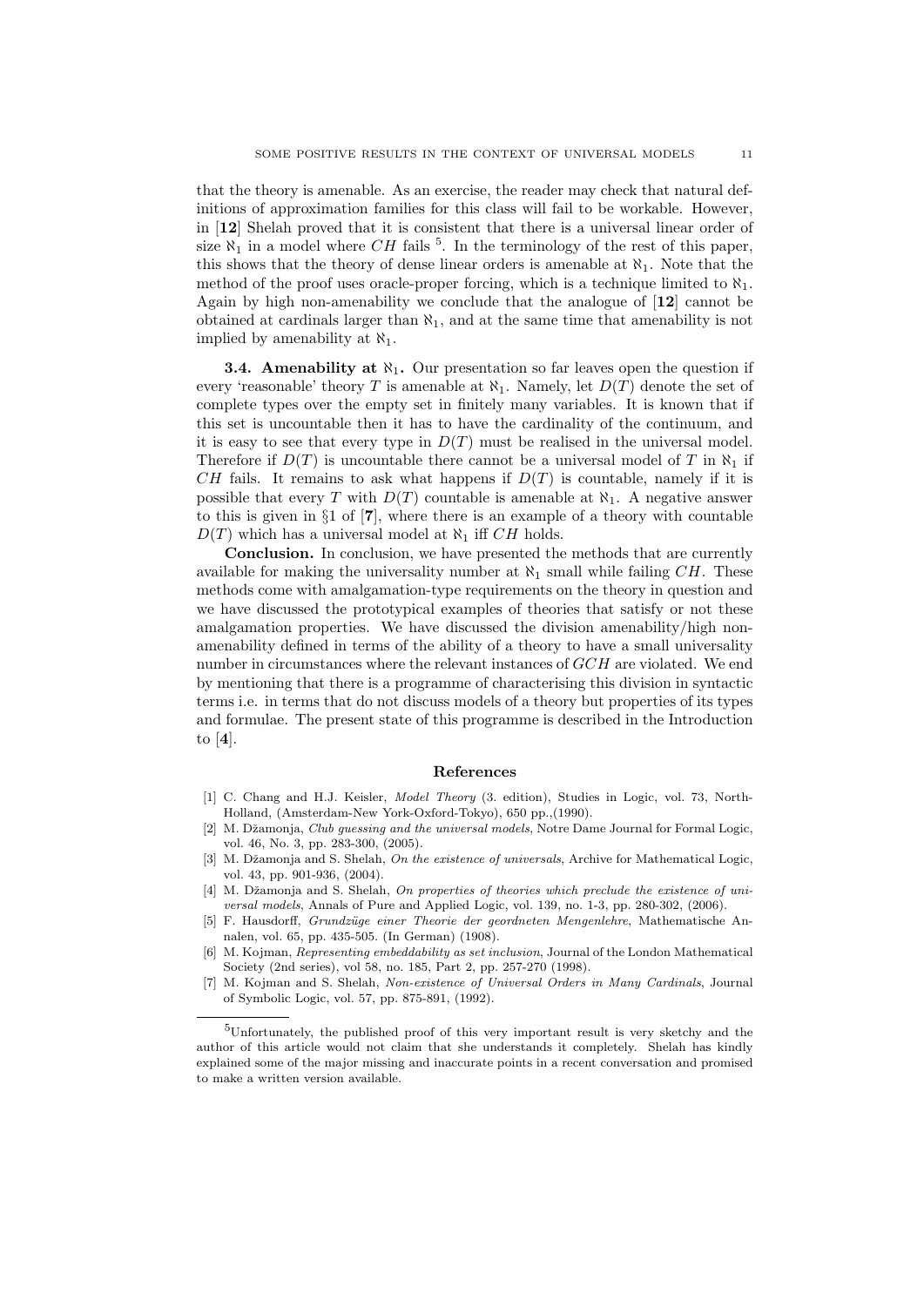that the theory is amenable. As an exercise, the reader may check that natural definitions of approximation families for this class will fail to be workable. However, in [**12**] Shelah proved that it is consistent that there is a universal linear order of size $\aleph_1$ in a model where $CH$ fails [5]. In the terminology of the rest of this paper, this shows that the theory of dense linear orders is amenable at $\aleph_1$. Note that the method of the proof uses oracle-proper forcing, which is a technique limited to $\aleph_1$. Again by high non-amenability we conclude that the analogue of [**12**] cannot be obtained at cardinals larger than $\aleph_1$, and at the same time that amenability is not implied by amenability at $\aleph_1$.

**3.4. Amenability at $\aleph_1$.** Our presentation so far leaves open the question if every 'reasonable' theory $T$ is amenable at $\aleph_1$. Namely, let $D(T)$ denote the set of complete types over the empty set in finitely many variables. It is known that if this set is uncountable then it has to have the cardinality of the continuum, and it is easy to see that every type in $D(T)$ must be realised in the universal model. Therefore if $D(T)$ is uncountable there cannot be a universal model of $T$ in $\aleph_1$ if $CH$ fails. It remains to ask what happens if $D(T)$ is countable, namely if it is possible that every $T$ with $D(T)$ countable is amenable at $\aleph_1$. A negative answer to this is given in §1 of [**7**], where there is an example of a theory with countable $D(T)$ which has a universal model at $\aleph_1$ iff $CH$ holds.

**Conclusion.** In conclusion, we have presented the methods that are currently available for making the universality number at $\aleph_1$ small while failing $CH$. These methods come with amalgamation-type requirements on the theory in question and we have discussed the prototypical examples of theories that satisfy or not these amalgamation properties. We have discussed the division amenability/high non-amenability defined in terms of the ability of a theory to have a small universality number in circumstances where the relevant instances of $GCH$ are violated. We end by mentioning that there is a programme of characterising this division in syntactic terms i.e. in terms that do not discuss models of a theory but properties of its types and formulae. The present state of this programme is described in the Introduction to [**4**].

## References

[1] C. Chang and H.J. Keisler, *Model Theory* (3. edition), Studies in Logic, vol. 73, North-Holland, (Amsterdam-New York-Oxford-Tokyo), 650 pp.,(1990).

[2] M. Džamonja, *Club guessing and the universal models*, Notre Dame Journal for Formal Logic, vol. 46, No. 3, pp. 283-300, (2005).

[3] M. Džamonja and S. Shelah, *On the existence of universals*, Archive for Mathematical Logic, vol. 43, pp. 901-936, (2004).

[4] M. Džamonja and S. Shelah, *On properties of theories which preclude the existence of universal models*, Annals of Pure and Applied Logic, vol. 139, no. 1-3, pp. 280-302, (2006).

[5] F. Hausdorff, *Grundzüge einer Theorie der geordneten Mengenlehre*, Mathematische Annalen, vol. 65, pp. 435-505. (In German) (1908).

[6] M. Kojman, *Representing embeddability as set inclusion*, Journal of the London Mathematical Society (2nd series), vol 58, no. 185, Part 2, pp. 257-270 (1998).

[7] M. Kojman and S. Shelah, *Non-existence of Universal Orders in Many Cardinals*, Journal of Symbolic Logic, vol. 57, pp. 875-891, (1992).

[5] Unfortunately, the published proof of this very important result is very sketchy and the author of this article would not claim that she understands it completely. Shelah has kindly explained some of the major missing and inaccurate points in a recent conversation and promised to make a written version available.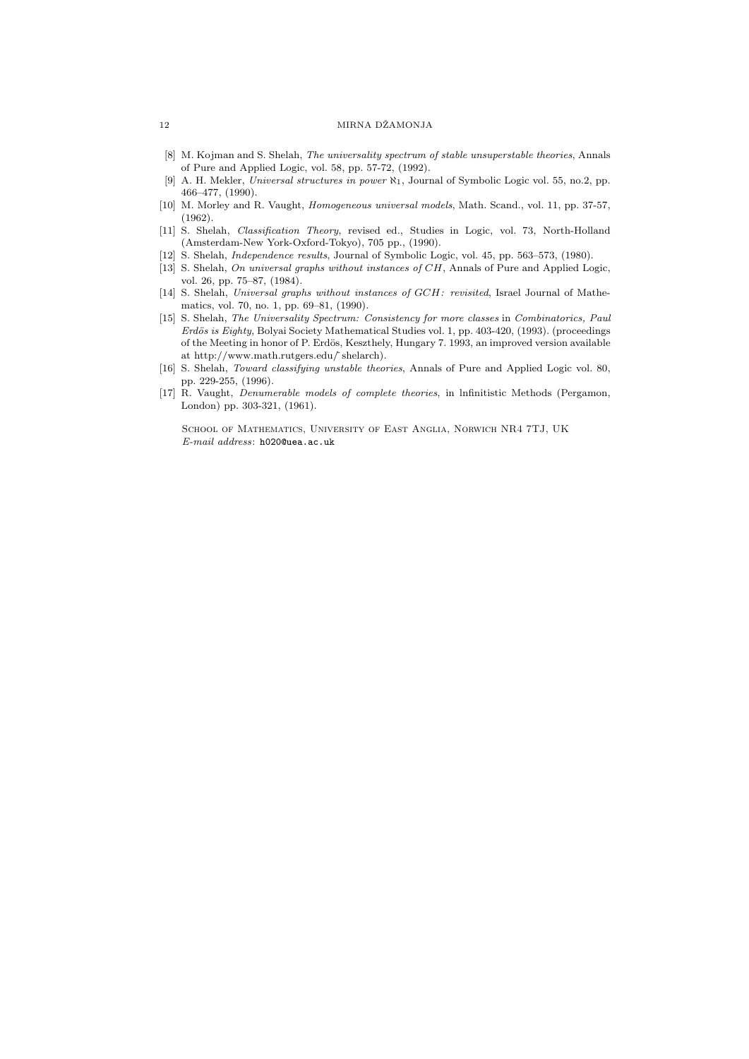[8] M. Kojman and S. Shelah, *The universality spectrum of stable unsuperstable theories*, Annals of Pure and Applied Logic, vol. 58, pp. 57-72, (1992).

[9] A. H. Mekler, *Universal structures in power* $\aleph_1$, Journal of Symbolic Logic vol. 55, no.2, pp. 466–477, (1990).

[10] M. Morley and R. Vaught, *Homogeneous universal models*, Math. Scand., vol. 11, pp. 37-57, (1962).

[11] S. Shelah, *Classification Theory*, revised ed., Studies in Logic, vol. 73, North-Holland (Amsterdam-New York-Oxford-Tokyo), 705 pp., (1990).

[12] S. Shelah, *Independence results*, Journal of Symbolic Logic, vol. 45, pp. 563–573, (1980).

[13] S. Shelah, *On universal graphs without instances of CH*, Annals of Pure and Applied Logic, vol. 26, pp. 75–87, (1984).

[14] S. Shelah, *Universal graphs without instances of GCH: revisited*, Israel Journal of Mathematics, vol. 70, no. 1, pp. 69–81, (1990).

[15] S. Shelah, *The Universality Spectrum: Consistency for more classes* in *Combinatorics, Paul Erdös is Eighty*, Bolyai Society Mathematical Studies vol. 1, pp. 403-420, (1993). (proceedings of the Meeting in honor of P. Erdös, Keszthely, Hungary 7. 1993, an improved version available at http://www.math.rutgers.edu/~shelarch).

[16] S. Shelah, *Toward classifying unstable theories*, Annals of Pure and Applied Logic vol. 80, pp. 229-255, (1996).

[17] R. Vaught, *Denumerable models of complete theories*, in lnfinitistic Methods (Pergamon, London) pp. 303-321, (1961).

School of Mathematics, University of East Anglia, Norwich NR4 7TJ, UK
*E-mail address*: h020@uea.ac.uk